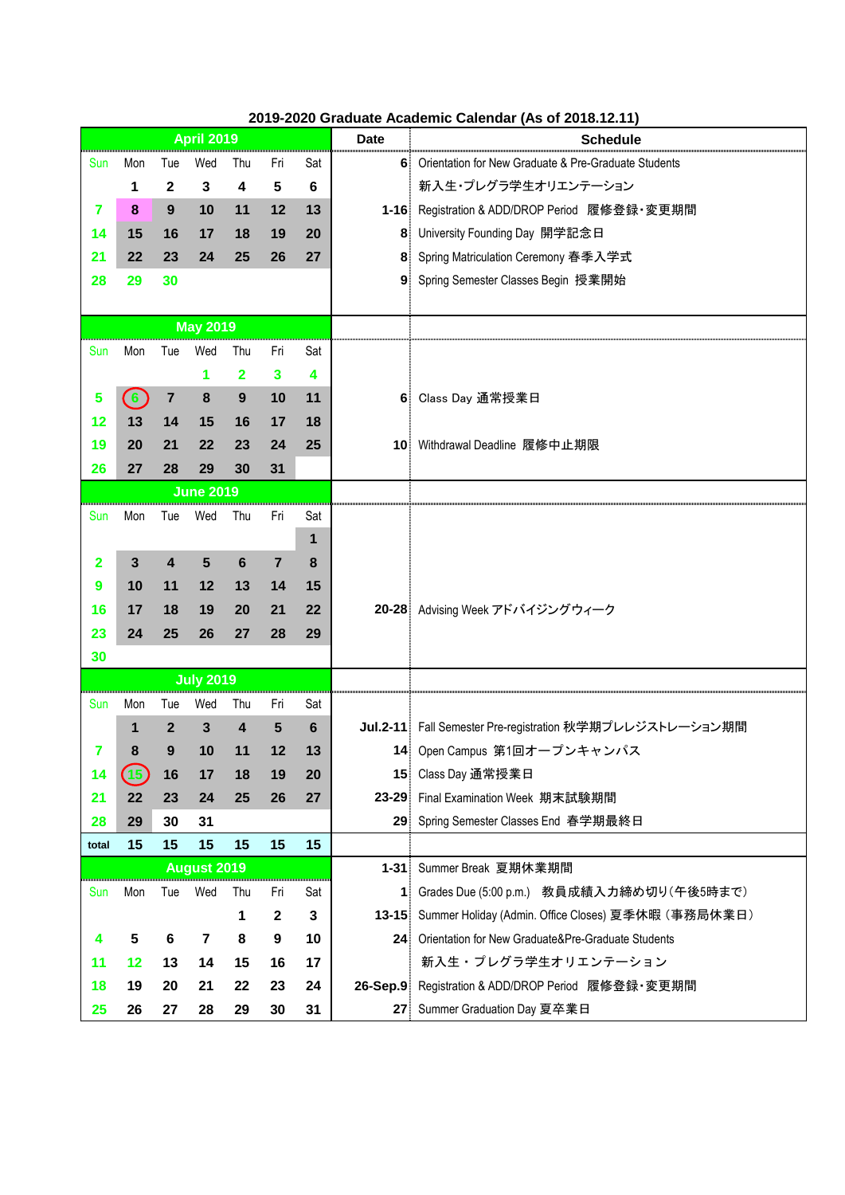# 2019-2020 Graduate Academic Calendar (As of 2018.12.11)

| Sun | Mon | Tue | Wed | Thu | Fri | Sat | Date | Schedule |
|---|---|---|---|---|---|---|---|---|
| **April 2019** | | | | | | | **Date** | **Schedule** |
| Sun | Mon | Tue | Wed | Thu | Fri | Sat | 6 | Orientation for New Graduate & Pre-Graduate Students |
| | 1 | 2 | 3 | 4 | 5 | 6 | | 新入生･プレグラ学生オリエンテーション |
| 7 | 8 | 9 | 10 | 11 | 12 | 13 | 1-16 | Registration & ADD/DROP Period 履修登録･変更期間 |
| 14 | 15 | 16 | 17 | 18 | 19 | 20 | 8 | University Founding Day 開学記念日 |
| 21 | 22 | 23 | 24 | 25 | 26 | 27 | 8 | Spring Matriculation Ceremony 春季入学式 |
| 28 | 29 | 30 | | | | | 9 | Spring Semester Classes Begin 授業開始 |
| **May 2019** | | | | | | | | |
| Sun | Mon | Tue | Wed | Thu | Fri | Sat | | |
| | | | 1 | 2 | 3 | 4 | | |
| 5 | 6 | 7 | 8 | 9 | 10 | 11 | 6 | Class Day 通常授業日 |
| 12 | 13 | 14 | 15 | 16 | 17 | 18 | | |
| 19 | 20 | 21 | 22 | 23 | 24 | 25 | 10 | Withdrawal Deadline 履修中止期限 |
| 26 | 27 | 28 | 29 | 30 | 31 | | | |
| **June 2019** | | | | | | | | |
| Sun | Mon | Tue | Wed | Thu | Fri | Sat | | |
| | | | | | | 1 | | |
| 2 | 3 | 4 | 5 | 6 | 7 | 8 | | |
| 9 | 10 | 11 | 12 | 13 | 14 | 15 | | |
| 16 | 17 | 18 | 19 | 20 | 21 | 22 | 20-28 | Advising Week アドバイジングウィーク |
| 23 | 24 | 25 | 26 | 27 | 28 | 29 | | |
| 30 | | | | | | | | |
| **July 2019** | | | | | | | | |
| Sun | Mon | Tue | Wed | Thu | Fri | Sat | | |
| | 1 | 2 | 3 | 4 | 5 | 6 | Jul.2-11 | Fall Semester Pre-registration 秋学期プレレジストレーション期間 |
| 7 | 8 | 9 | 10 | 11 | 12 | 13 | 14 | Open Campus 第1回オープンキャンパス |
| 14 | 15 | 16 | 17 | 18 | 19 | 20 | 15 | Class Day 通常授業日 |
| 21 | 22 | 23 | 24 | 25 | 26 | 27 | 23-29 | Final Examination Week 期末試験期間 |
| 28 | 29 | 30 | 31 | | | | 29 | Spring Semester Classes End 春学期最終日 |
| total | 15 | 15 | 15 | 15 | 15 | 15 | | |
| **August 2019** | | | | | | | 1-31 | Summer Break 夏期休業期間 |
| Sun | Mon | Tue | Wed | Thu | Fri | Sat | 1 | Grades Due (5:00 p.m.) 教員成績入力締め切り(午後5時まで) |
| | | | | 1 | 2 | 3 | 13-15 | Summer Holiday (Admin. Office Closes) 夏季休暇（事務局休業日） |
| 4 | 5 | 6 | 7 | 8 | 9 | 10 | 24 | Orientation for New Graduate&Pre-Graduate Students |
| 11 | 12 | 13 | 14 | 15 | 16 | 17 | | 新入生・プレグラ学生オリエンテーション |
| 18 | 19 | 20 | 21 | 22 | 23 | 24 | 26-Sep.9 | Registration & ADD/DROP Period 履修登録･変更期間 |
| 25 | 26 | 27 | 28 | 29 | 30 | 31 | 27 | Summer Graduation Day 夏卒業日 |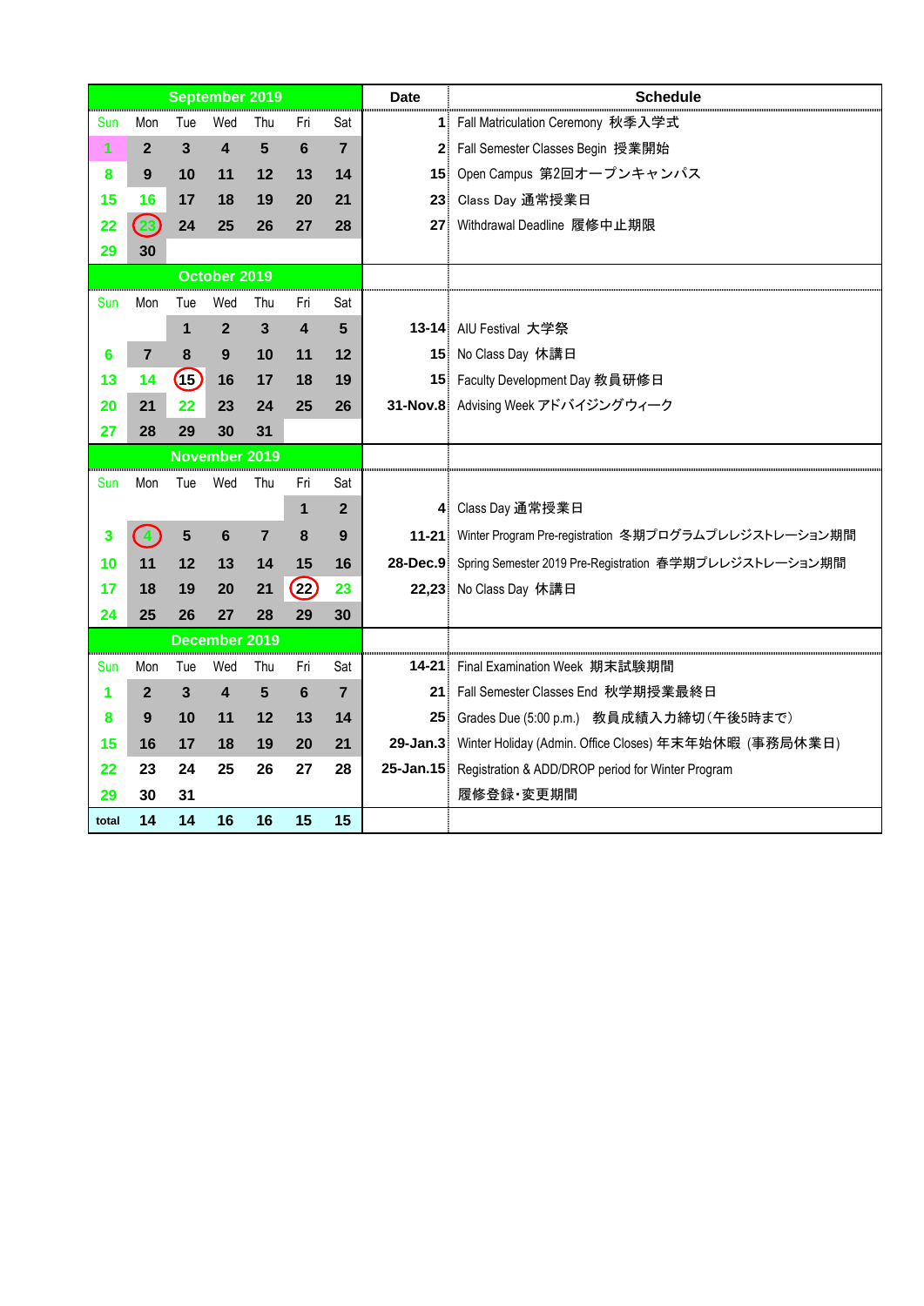| September 2019 | | | | | | | Date | Schedule |
|---|---|---|---|---|---|---|---|---|
| Sun | Mon | Tue | Wed | Thu | Fri | Sat | 1 | Fall Matriculation Ceremony 秋季入学式 |
| 1 | 2 | 3 | 4 | 5 | 6 | 7 | 2 | Fall Semester Classes Begin 授業開始 |
| 8 | 9 | 10 | 11 | 12 | 13 | 14 | 15 | Open Campus 第2回オープンキャンパス |
| 15 | 16 | 17 | 18 | 19 | 20 | 21 | 23 | Class Day 通常授業日 |
| 22 | 23 | 24 | 25 | 26 | 27 | 28 | 27 | Withdrawal Deadline 履修中止期限 |
| 29 | 30 | | | | | | | |
| **October 2019** | | | | | | | | |
| Sun | Mon | Tue | Wed | Thu | Fri | Sat | | |
| | | 1 | 2 | 3 | 4 | 5 | 13-14 | AIU Festival 大学祭 |
| 6 | 7 | 8 | 9 | 10 | 11 | 12 | 15 | No Class Day 休講日 |
| 13 | 14 | 15 | 16 | 17 | 18 | 19 | 15 | Faculty Development Day 教員研修日 |
| 20 | 21 | 22 | 23 | 24 | 25 | 26 | 31-Nov.8 | Advising Week アドバイジングウィーク |
| 27 | 28 | 29 | 30 | 31 | | | | |
| **November 2019** | | | | | | | | |
| Sun | Mon | Tue | Wed | Thu | Fri | Sat | | |
| | | | | | 1 | 2 | 4 | Class Day 通常授業日 |
| 3 | 4 | 5 | 6 | 7 | 8 | 9 | 11-21 | Winter Program Pre-registration 冬期プログラムプレレジストレーション期間 |
| 10 | 11 | 12 | 13 | 14 | 15 | 16 | 28-Dec.9 | Spring Semester 2019 Pre-Registration 春学期プレレジストレーション期間 |
| 17 | 18 | 19 | 20 | 21 | 22 | 23 | 22,23 | No Class Day 休講日 |
| 24 | 25 | 26 | 27 | 28 | 29 | 30 | | |
| **December 2019** | | | | | | | | |
| Sun | Mon | Tue | Wed | Thu | Fri | Sat | 14-21 | Final Examination Week 期末試験期間 |
| 1 | 2 | 3 | 4 | 5 | 6 | 7 | 21 | Fall Semester Classes End 秋学期授業最終日 |
| 8 | 9 | 10 | 11 | 12 | 13 | 14 | 25 | Grades Due (5:00 p.m.) 教員成績入力締切(午後5時まで) |
| 15 | 16 | 17 | 18 | 19 | 20 | 21 | 29-Jan.3 | Winter Holiday (Admin. Office Closes) 年末年始休暇 (事務局休業日) |
| 22 | 23 | 24 | 25 | 26 | 27 | 28 | 25-Jan.15 | Registration & ADD/DROP period for Winter Program |
| 29 | 30 | 31 | | | | | | 履修登録･変更期間 |
| total | 14 | 14 | 16 | 16 | 15 | 15 | | |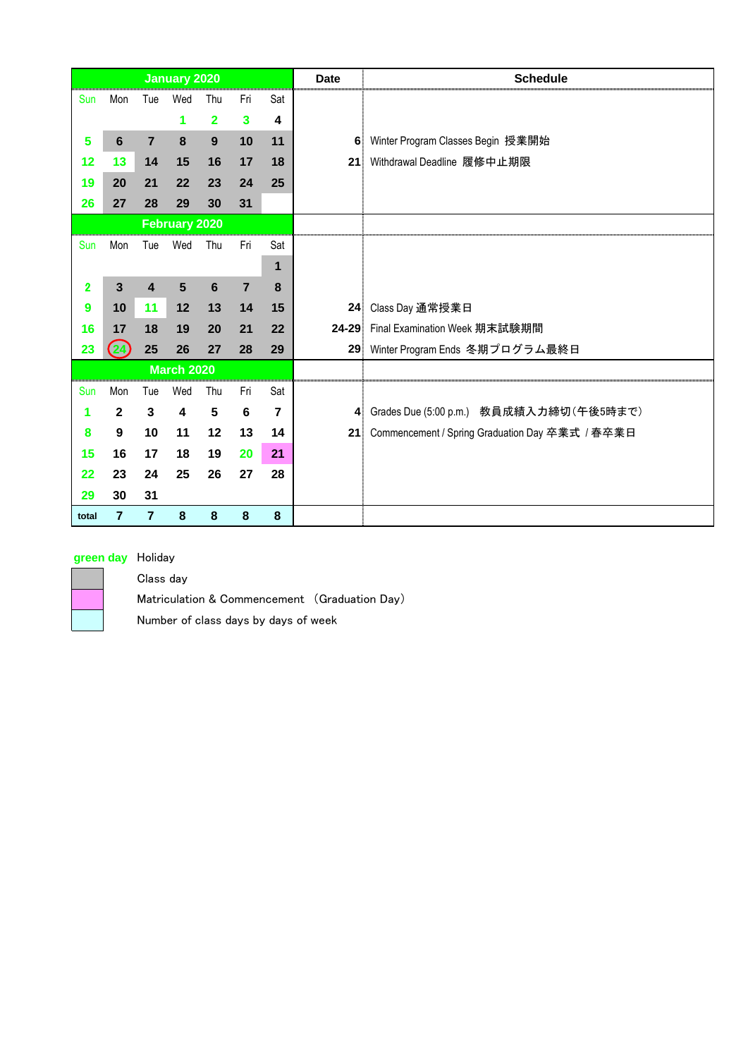| January 2020 | | | | | | | Date | Schedule |
|---|---|---|---|---|---|---|---|---|
| Sun | Mon | Tue | Wed | Thu | Fri | Sat | | |
| | | | 1 | 2 | 3 | 4 | | |
| 5 | 6 | 7 | 8 | 9 | 10 | 11 | 6 | Winter Program Classes Begin 授業開始 |
| 12 | 13 | 14 | 15 | 16 | 17 | 18 | 21 | Withdrawal Deadline 履修中止期限 |
| 19 | 20 | 21 | 22 | 23 | 24 | 25 | | |
| 26 | 27 | 28 | 29 | 30 | 31 | | | |
| **February 2020** | | | | | | | | |
| Sun | Mon | Tue | Wed | Thu | Fri | Sat | | |
| | | | | | | 1 | | |
| 2 | 3 | 4 | 5 | 6 | 7 | 8 | | |
| 9 | 10 | 11 | 12 | 13 | 14 | 15 | 24 | Class Day 通常授業日 |
| 16 | 17 | 18 | 19 | 20 | 21 | 22 | 24-29 | Final Examination Week 期末試験期間 |
| 23 | 24 | 25 | 26 | 27 | 28 | 29 | 29 | Winter Program Ends 冬期プログラム最終日 |
| **March 2020** | | | | | | | | |
| Sun | Mon | Tue | Wed | Thu | Fri | Sat | | |
| 1 | 2 | 3 | 4 | 5 | 6 | 7 | 4 | Grades Due (5:00 p.m.) 教員成績入力締切(午後5時まで) |
| 8 | 9 | 10 | 11 | 12 | 13 | 14 | 21 | Commencement / Spring Graduation Day 卒業式 / 春卒業日 |
| 15 | 16 | 17 | 18 | 19 | 20 | 21 | | |
| 22 | 23 | 24 | 25 | 26 | 27 | 28 | | |
| 29 | 30 | 31 | | | | | | |
| total | 7 | 7 | 8 | 8 | 8 | 8 | | |

green day Holiday

Class day

Matriculation & Commencement （Graduation Day）

Number of class days by days of week